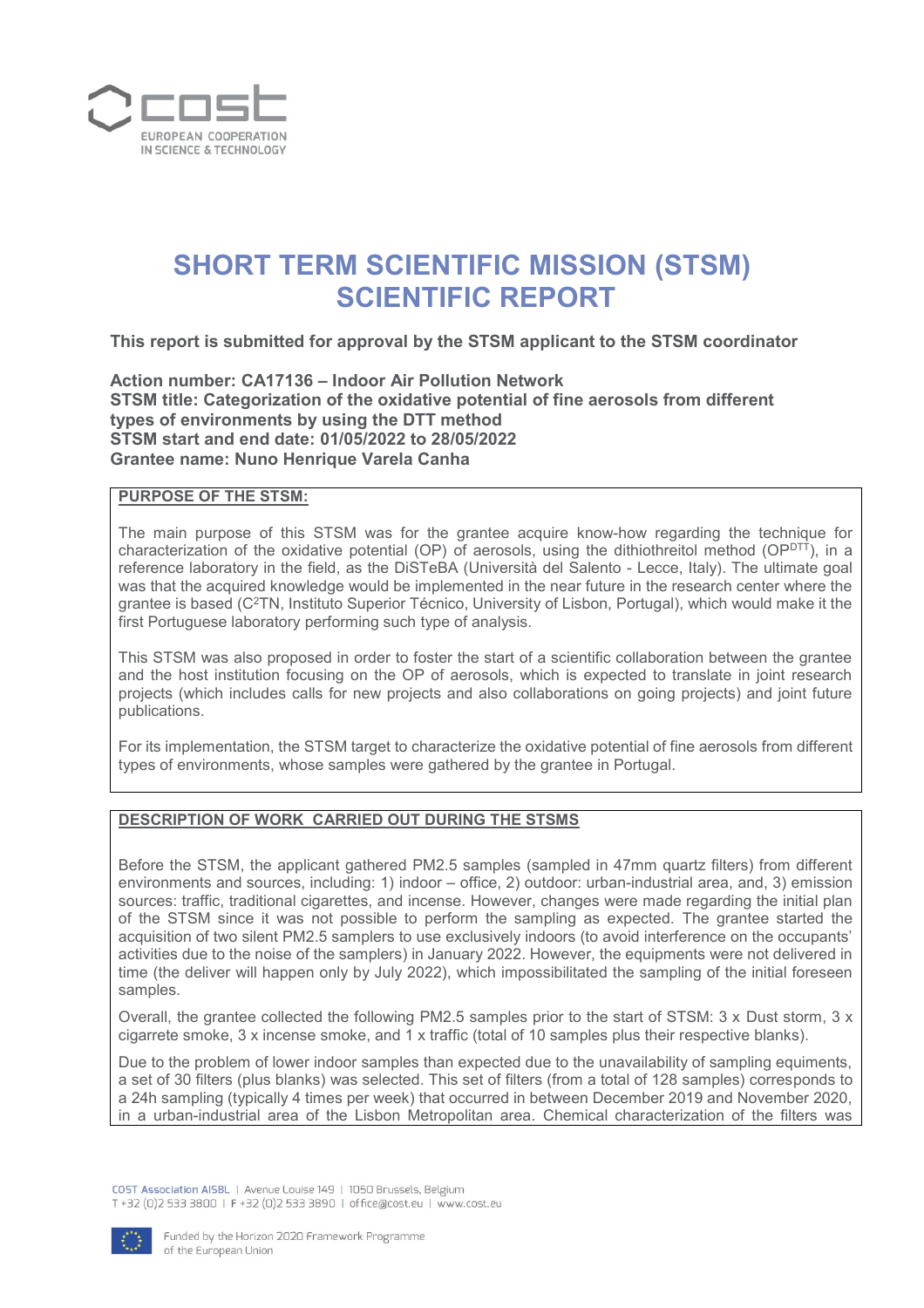# SHORT TERM SCIENTIFIC MISSION (STSM) SCIENTIFIC REPORT

**This report is submitted for approval by the STSM applicant to the STSM coordinator**

**Action number: CA17136 – Indoor Air Pollution Network**
**STSM title: Categorization of the oxidative potential of fine aerosols from different types of environments by using the DTT method**
**STSM start and end date: 01/05/2022 to 28/05/2022**
**Grantee name: Nuno Henrique Varela Canha**

## PURPOSE OF THE STSM:

The main purpose of this STSM was for the grantee acquire know-how regarding the technique for characterization of the oxidative potential (OP) of aerosols, using the dithiothreitol method ($OP^{DTT}$), in a reference laboratory in the field, as the DiSTeBA (Università del Salento - Lecce, Italy). The ultimate goal was that the acquired knowledge would be implemented in the near future in the research center where the grantee is based ($C^2TN$, Instituto Superior Técnico, University of Lisbon, Portugal), which would make it the first Portuguese laboratory performing such type of analysis.

This STSM was also proposed in order to foster the start of a scientific collaboration between the grantee and the host institution focusing on the OP of aerosols, which is expected to translate in joint research projects (which includes calls for new projects and also collaborations on going projects) and joint future publications.

For its implementation, the STSM target to characterize the oxidative potential of fine aerosols from different types of environments, whose samples were gathered by the grantee in Portugal.

## DESCRIPTION OF WORK CARRIED OUT DURING THE STSMS

Before the STSM, the applicant gathered PM2.5 samples (sampled in 47mm quartz filters) from different environments and sources, including: 1) indoor – office, 2) outdoor: urban-industrial area, and, 3) emission sources: traffic, traditional cigarettes, and incense. However, changes were made regarding the initial plan of the STSM since it was not possible to perform the sampling as expected. The grantee started the acquisition of two silent PM2.5 samplers to use exclusively indoors (to avoid interference on the occupants' activities due to the noise of the samplers) in January 2022. However, the equipments were not delivered in time (the deliver will happen only by July 2022), which impossibilitated the sampling of the initial foreseen samples.

Overall, the grantee collected the following PM2.5 samples prior to the start of STSM: 3 x Dust storm, 3 x cigarrete smoke, 3 x incense smoke, and 1 x traffic (total of 10 samples plus their respective blanks).

Due to the problem of lower indoor samples than expected due to the unavailability of sampling equiments, a set of 30 filters (plus blanks) was selected. This set of filters (from a total of 128 samples) corresponds to a 24h sampling (typically 4 times per week) that occurred in between December 2019 and November 2020, in a urban-industrial area of the Lisbon Metropolitan area. Chemical characterization of the filters was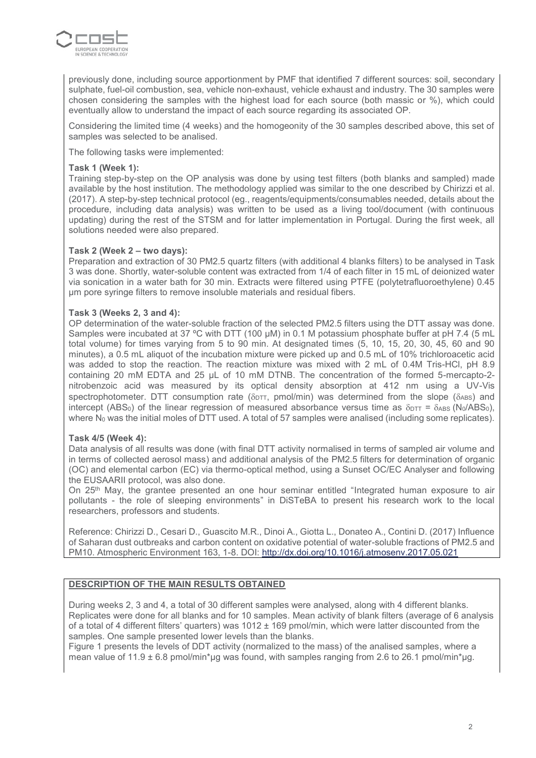previously done, including source apportionment by PMF that identified 7 different sources: soil, secondary sulphate, fuel-oil combustion, sea, vehicle non-exhaust, vehicle exhaust and industry. The 30 samples were chosen considering the samples with the highest load for each source (both massic or %), which could eventually allow to understand the impact of each source regarding its associated OP.

Considering the limited time (4 weeks) and the homogeonity of the 30 samples described above, this set of samples was selected to be analised.

The following tasks were implemented:

**Task 1 (Week 1):**
Training step-by-step on the OP analysis was done by using test filters (both blanks and sampled) made available by the host institution. The methodology applied was similar to the one described by Chirizzi et al. (2017). A step-by-step technical protocol (eg., reagents/equipments/consumables needed, details about the procedure, including data analysis) was written to be used as a living tool/document (with continuous updating) during the rest of the STSM and for latter implementation in Portugal. During the first week, all solutions needed were also prepared.

**Task 2 (Week 2 – two days):**
Preparation and extraction of 30 PM2.5 quartz filters (with additional 4 blanks filters) to be analysed in Task 3 was done. Shortly, water-soluble content was extracted from 1/4 of each filter in 15 mL of deionized water via sonication in a water bath for 30 min. Extracts were filtered using PTFE (polytetrafluoroethylene) 0.45 µm pore syringe filters to remove insoluble materials and residual fibers.

**Task 3 (Weeks 2, 3 and 4):**
OP determination of the water-soluble fraction of the selected PM2.5 filters using the DTT assay was done. Samples were incubated at 37 ºC with DTT (100 µM) in 0.1 M potassium phosphate buffer at pH 7.4 (5 mL total volume) for times varying from 5 to 90 min. At designated times (5, 10, 15, 20, 30, 45, 60 and 90 minutes), a 0.5 mL aliquot of the incubation mixture were picked up and 0.5 mL of 10% trichloroacetic acid was added to stop the reaction. The reaction mixture was mixed with 2 mL of 0.4M Tris-HCl, pH 8.9 containing 20 mM EDTA and 25 µL of 10 mM DTNB. The concentration of the formed 5-mercapto-2-nitrobenzoic acid was measured by its optical density absorption at 412 nm using a UV-Vis spectrophotometer. DTT consumption rate ($\delta_{DTT}$, pmol/min) was determined from the slope ($\delta_{ABS}$) and intercept ($ABS_0$) of the linear regression of measured absorbance versus time as $\delta_{DTT} = \delta_{ABS} (N_0/ABS_0)$, where $N_0$ was the initial moles of DTT used. A total of 57 samples were analised (including some replicates).

**Task 4/5 (Week 4):**
Data analysis of all results was done (with final DTT activity normalised in terms of sampled air volume and in terms of collected aerosol mass) and additional analysis of the PM2.5 filters for determination of organic (OC) and elemental carbon (EC) via thermo-optical method, using a Sunset OC/EC Analyser and following the EUSAARII protocol, was also done.
On 25th May, the grantee presented an one hour seminar entitled "Integrated human exposure to air pollutants - the role of sleeping environments" in DiSTeBA to present his research work to the local researchers, professors and students.

Reference: Chirizzi D., Cesari D., Guascito M.R., Dinoi A., Giotta L., Donateo A., Contini D. (2017) Influence of Saharan dust outbreaks and carbon content on oxidative potential of water-soluble fractions of PM2.5 and PM10. Atmospheric Environment 163, 1-8. DOI: http://dx.doi.org/10.1016/j.atmosenv.2017.05.021

**DESCRIPTION OF THE MAIN RESULTS OBTAINED**

During weeks 2, 3 and 4, a total of 30 different samples were analysed, along with 4 different blanks. Replicates were done for all blanks and for 10 samples. Mean activity of blank filters (average of 6 analysis of a total of 4 different filters' quarters) was 1012 ± 169 pmol/min, which were latter discounted from the samples. One sample presented lower levels than the blanks.
Figure 1 presents the levels of DDT activity (normalized to the mass) of the analised samples, where a mean value of 11.9 ± 6.8 pmol/min*µg was found, with samples ranging from 2.6 to 26.1 pmol/min*µg.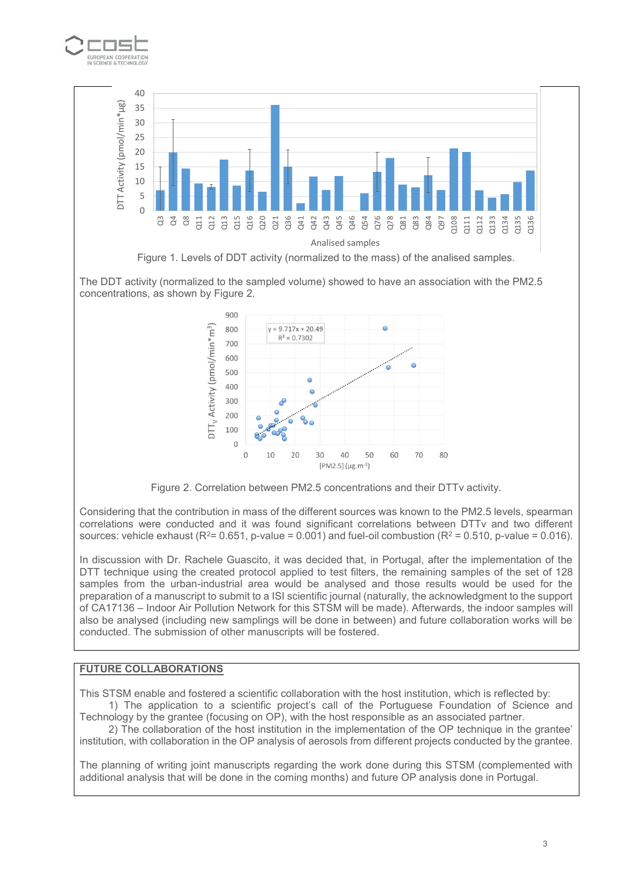40
35
30
25
20
15
10
5
0

DTT Activity (pmol/min*µg)

Q3 Q4 Q8 Q11 Q12 Q13 Q15 Q16 Q20 Q21 Q36 Q41 Q42 Q43 Q45 Q46 Q54 Q76 Q78 Q81 Q83 Q84 Q97 Q108 Q111 Q112 Q133 Q134 Q135 Q136

Analised samples

Figure 1. Levels of DDT activity (normalized to the mass) of the analised samples.

The DDT activity (normalized to the sampled volume) showed to have an association with the PM2.5 concentrations, as shown by Figure 2.

900
800
700
600
500
400
300
200
100
0

$DTT_V$ Activity (pmol/min*m³)

y = 9.717x + 20.49
R² = 0.7302

0 10 20 30 40 50 60 70 80

[PM2.5] (µg.m⁻³)

Figure 2. Correlation between PM2.5 concentrations and their DTTv activity.

Considering that the contribution in mass of the different sources was known to the PM2.5 levels, spearman correlations were conducted and it was found significant correlations between DTTv and two different sources: vehicle exhaust ($R^2$= 0.651, p-value = 0.001) and fuel-oil combustion ($R^2$ = 0.510, p-value = 0.016).

In discussion with Dr. Rachele Guascito, it was decided that, in Portugal, after the implementation of the DTT technique using the created protocol applied to test filters, the remaining samples of the set of 128 samples from the urban-industrial area would be analysed and those results would be used for the preparation of a manuscript to submit to a ISI scientific journal (naturally, the acknowledgment to the support of CA17136 – Indoor Air Pollution Network for this STSM will be made). Afterwards, the indoor samples will also be analysed (including new samplings will be done in between) and future collaboration works will be conducted. The submission of other manuscripts will be fostered.

## FUTURE COLLABORATIONS

This STSM enable and fostered a scientific collaboration with the host institution, which is reflected by:

1) The application to a scientific project's call of the Portuguese Foundation of Science and Technology by the grantee (focusing on OP), with the host responsible as an associated partner.

2) The collaboration of the host institution in the implementation of the OP technique in the grantee' institution, with collaboration in the OP analysis of aerosols from different projects conducted by the grantee.

The planning of writing joint manuscripts regarding the work done during this STSM (complemented with additional analysis that will be done in the coming months) and future OP analysis done in Portugal.